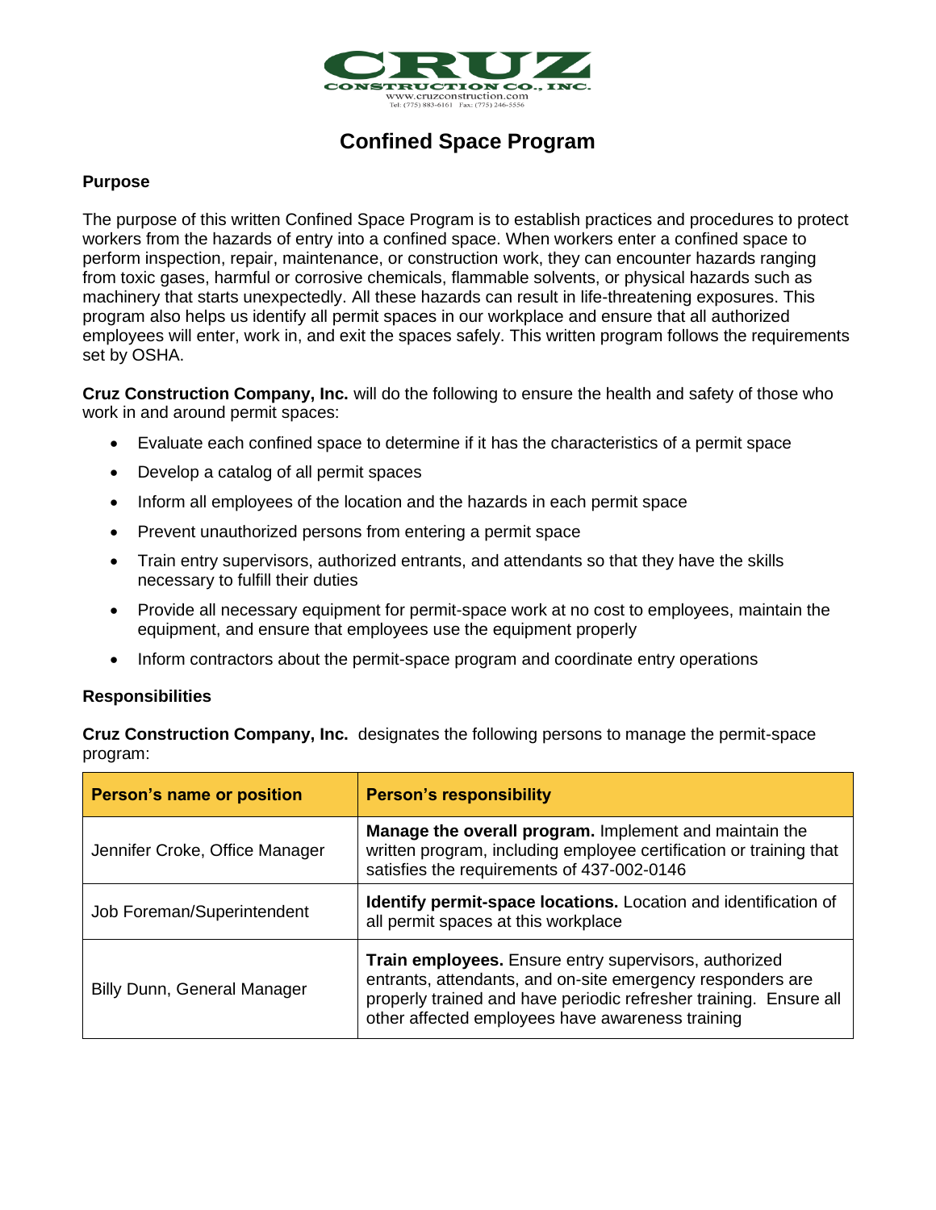**CRUZ CONSTRUCTION CO., INC.**
www.cruzconstruction.com
Tel: (775) 883-6161 Fax: (775) 246-5556

# Confined Space Program

## Purpose

The purpose of this written Confined Space Program is to establish practices and procedures to protect workers from the hazards of entry into a confined space. When workers enter a confined space to perform inspection, repair, maintenance, or construction work, they can encounter hazards ranging from toxic gases, harmful or corrosive chemicals, flammable solvents, or physical hazards such as machinery that starts unexpectedly. All these hazards can result in life-threatening exposures. This program also helps us identify all permit spaces in our workplace and ensure that all authorized employees will enter, work in, and exit the spaces safely. This written program follows the requirements set by OSHA.

**Cruz Construction Company, Inc.** will do the following to ensure the health and safety of those who work in and around permit spaces:

- Evaluate each confined space to determine if it has the characteristics of a permit space
- Develop a catalog of all permit spaces
- Inform all employees of the location and the hazards in each permit space
- Prevent unauthorized persons from entering a permit space
- Train entry supervisors, authorized entrants, and attendants so that they have the skills necessary to fulfill their duties
- Provide all necessary equipment for permit-space work at no cost to employees, maintain the equipment, and ensure that employees use the equipment properly
- Inform contractors about the permit-space program and coordinate entry operations

## Responsibilities

**Cruz Construction Company, Inc.** designates the following persons to manage the permit-space program:

| Person's name or position | Person's responsibility |
| --- | --- |
| Jennifer Croke, Office Manager | **Manage the overall program.** Implement and maintain the written program, including employee certification or training that satisfies the requirements of 437-002-0146 |
| Job Foreman/Superintendent | **Identify permit-space locations.** Location and identification of all permit spaces at this workplace |
| Billy Dunn, General Manager | **Train employees.** Ensure entry supervisors, authorized entrants, attendants, and on-site emergency responders are properly trained and have periodic refresher training. Ensure all other affected employees have awareness training |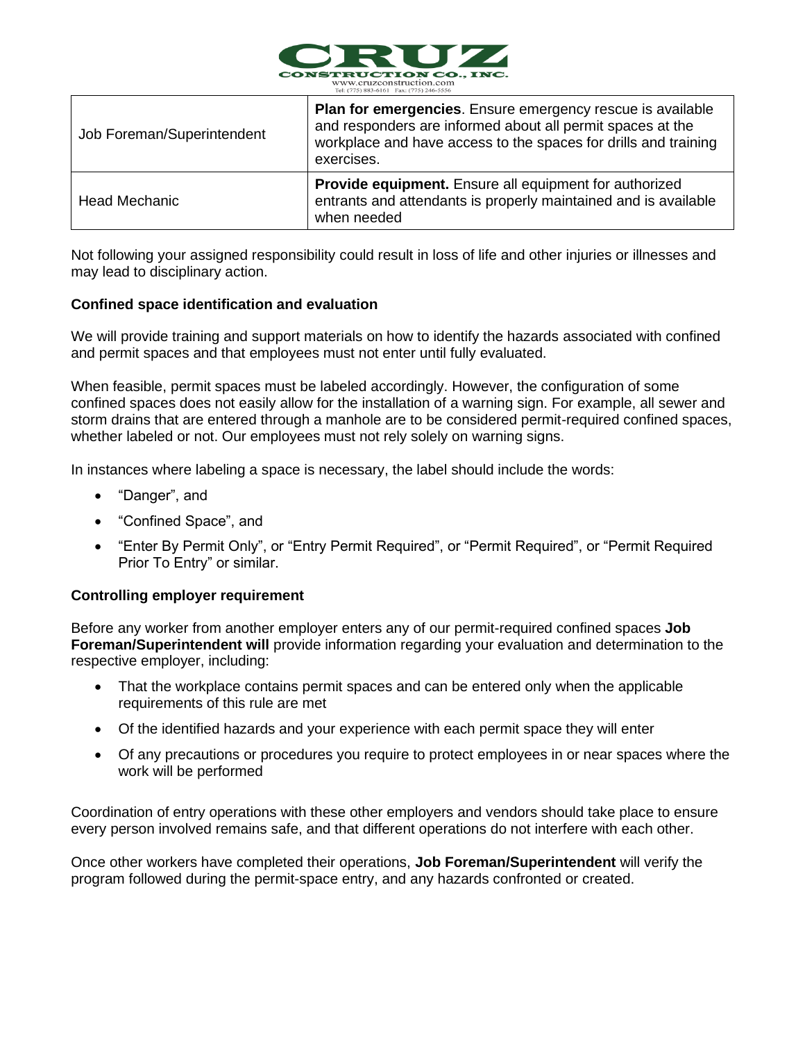| Job Foreman/Superintendent | **Plan for emergencies**. Ensure emergency rescue is available and responders are informed about all permit spaces at the workplace and have access to the spaces for drills and training exercises. |
|---|---|
| Head Mechanic | **Provide equipment.** Ensure all equipment for authorized entrants and attendants is properly maintained and is available when needed |

Not following your assigned responsibility could result in loss of life and other injuries or illnesses and may lead to disciplinary action.

**Confined space identification and evaluation**

We will provide training and support materials on how to identify the hazards associated with confined and permit spaces and that employees must not enter until fully evaluated.

When feasible, permit spaces must be labeled accordingly. However, the configuration of some confined spaces does not easily allow for the installation of a warning sign. For example, all sewer and storm drains that are entered through a manhole are to be considered permit-required confined spaces, whether labeled or not. Our employees must not rely solely on warning signs.

In instances where labeling a space is necessary, the label should include the words:

- "Danger", and
- "Confined Space", and
- "Enter By Permit Only", or "Entry Permit Required", or "Permit Required", or "Permit Required Prior To Entry" or similar.

**Controlling employer requirement**

Before any worker from another employer enters any of our permit-required confined spaces **Job Foreman/Superintendent will** provide information regarding your evaluation and determination to the respective employer, including:

- That the workplace contains permit spaces and can be entered only when the applicable requirements of this rule are met
- Of the identified hazards and your experience with each permit space they will enter
- Of any precautions or procedures you require to protect employees in or near spaces where the work will be performed

Coordination of entry operations with these other employers and vendors should take place to ensure every person involved remains safe, and that different operations do not interfere with each other.

Once other workers have completed their operations, **Job Foreman/Superintendent** will verify the program followed during the permit-space entry, and any hazards confronted or created.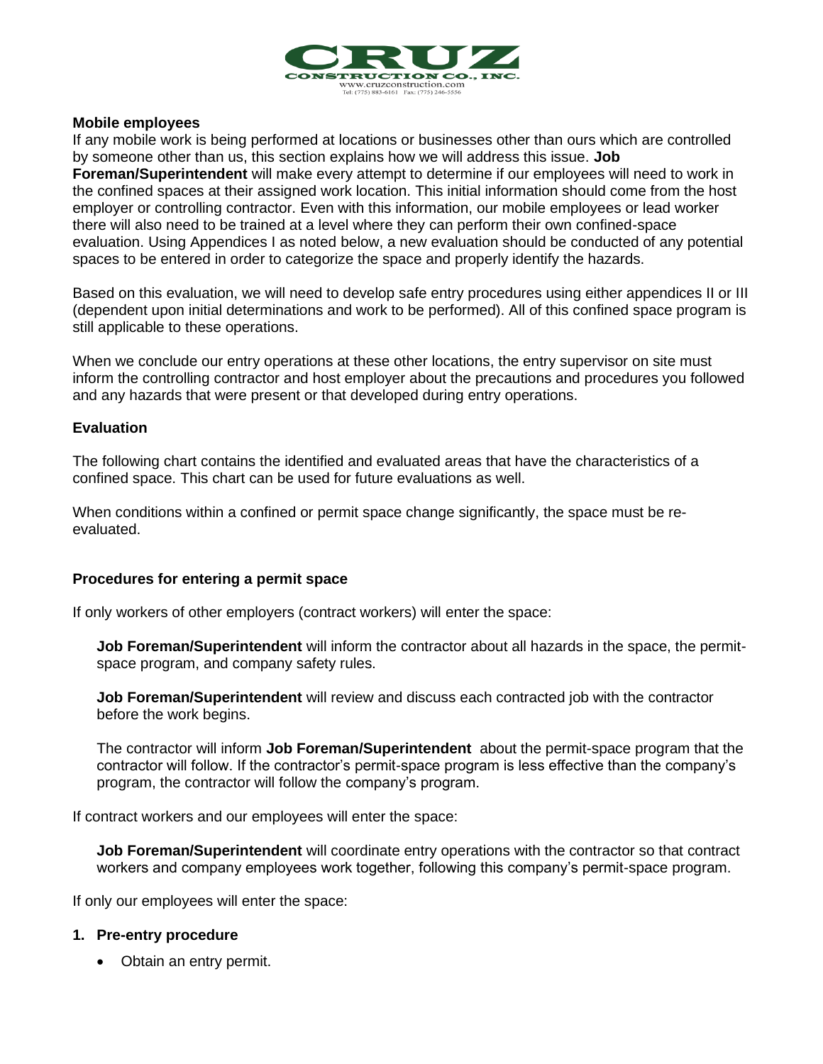**Mobile employees**

If any mobile work is being performed at locations or businesses other than ours which are controlled by someone other than us, this section explains how we will address this issue. **Job Foreman/Superintendent** will make every attempt to determine if our employees will need to work in the confined spaces at their assigned work location. This initial information should come from the host employer or controlling contractor. Even with this information, our mobile employees or lead worker there will also need to be trained at a level where they can perform their own confined-space evaluation. Using Appendices I as noted below, a new evaluation should be conducted of any potential spaces to be entered in order to categorize the space and properly identify the hazards.

Based on this evaluation, we will need to develop safe entry procedures using either appendices II or III (dependent upon initial determinations and work to be performed). All of this confined space program is still applicable to these operations.

When we conclude our entry operations at these other locations, the entry supervisor on site must inform the controlling contractor and host employer about the precautions and procedures you followed and any hazards that were present or that developed during entry operations.

**Evaluation**

The following chart contains the identified and evaluated areas that have the characteristics of a confined space. This chart can be used for future evaluations as well.

When conditions within a confined or permit space change significantly, the space must be re-evaluated.

**Procedures for entering a permit space**

If only workers of other employers (contract workers) will enter the space:

> **Job Foreman/Superintendent** will inform the contractor about all hazards in the space, the permit-space program, and company safety rules.
>
> **Job Foreman/Superintendent** will review and discuss each contracted job with the contractor before the work begins.
>
> The contractor will inform **Job Foreman/Superintendent** about the permit-space program that the contractor will follow. If the contractor's permit-space program is less effective than the company's program, the contractor will follow the company's program.

If contract workers and our employees will enter the space:

> **Job Foreman/Superintendent** will coordinate entry operations with the contractor so that contract workers and company employees work together, following this company's permit-space program.

If only our employees will enter the space:

1. **Pre-entry procedure**
    - Obtain an entry permit.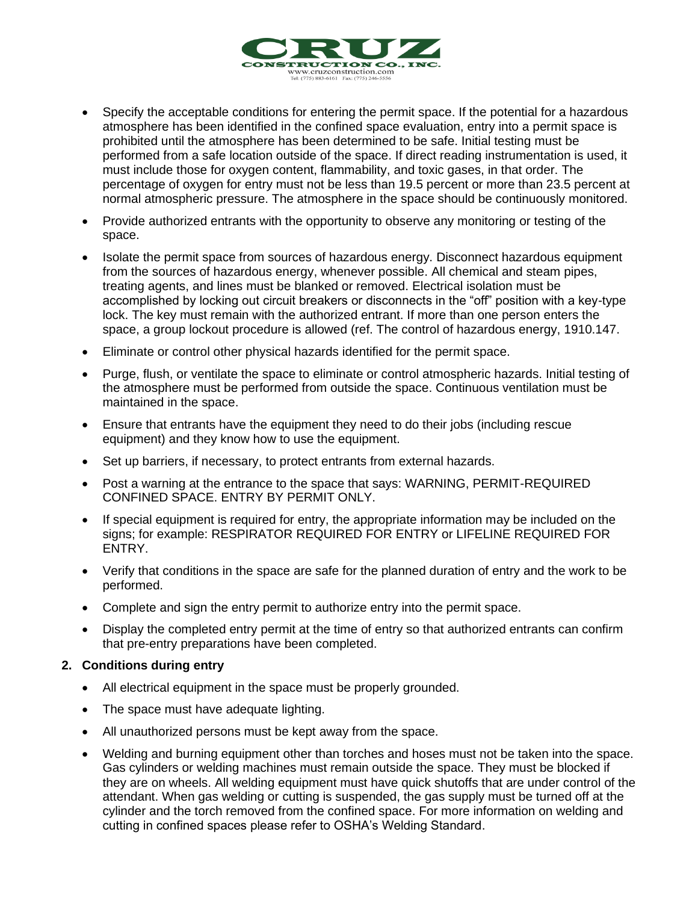- Specify the acceptable conditions for entering the permit space. If the potential for a hazardous atmosphere has been identified in the confined space evaluation, entry into a permit space is prohibited until the atmosphere has been determined to be safe. Initial testing must be performed from a safe location outside of the space. If direct reading instrumentation is used, it must include those for oxygen content, flammability, and toxic gases, in that order. The percentage of oxygen for entry must not be less than 19.5 percent or more than 23.5 percent at normal atmospheric pressure. The atmosphere in the space should be continuously monitored.
- Provide authorized entrants with the opportunity to observe any monitoring or testing of the space.
- Isolate the permit space from sources of hazardous energy. Disconnect hazardous equipment from the sources of hazardous energy, whenever possible. All chemical and steam pipes, treating agents, and lines must be blanked or removed. Electrical isolation must be accomplished by locking out circuit breakers or disconnects in the "off" position with a key-type lock. The key must remain with the authorized entrant. If more than one person enters the space, a group lockout procedure is allowed (ref. The control of hazardous energy, 1910.147.
- Eliminate or control other physical hazards identified for the permit space.
- Purge, flush, or ventilate the space to eliminate or control atmospheric hazards. Initial testing of the atmosphere must be performed from outside the space. Continuous ventilation must be maintained in the space.
- Ensure that entrants have the equipment they need to do their jobs (including rescue equipment) and they know how to use the equipment.
- Set up barriers, if necessary, to protect entrants from external hazards.
- Post a warning at the entrance to the space that says: WARNING, PERMIT-REQUIRED CONFINED SPACE. ENTRY BY PERMIT ONLY.
- If special equipment is required for entry, the appropriate information may be included on the signs; for example: RESPIRATOR REQUIRED FOR ENTRY or LIFELINE REQUIRED FOR ENTRY.
- Verify that conditions in the space are safe for the planned duration of entry and the work to be performed.
- Complete and sign the entry permit to authorize entry into the permit space.
- Display the completed entry permit at the time of entry so that authorized entrants can confirm that pre-entry preparations have been completed.

**2. Conditions during entry**

- All electrical equipment in the space must be properly grounded.
- The space must have adequate lighting.
- All unauthorized persons must be kept away from the space.
- Welding and burning equipment other than torches and hoses must not be taken into the space. Gas cylinders or welding machines must remain outside the space. They must be blocked if they are on wheels. All welding equipment must have quick shutoffs that are under control of the attendant. When gas welding or cutting is suspended, the gas supply must be turned off at the cylinder and the torch removed from the confined space. For more information on welding and cutting in confined spaces please refer to OSHA's Welding Standard.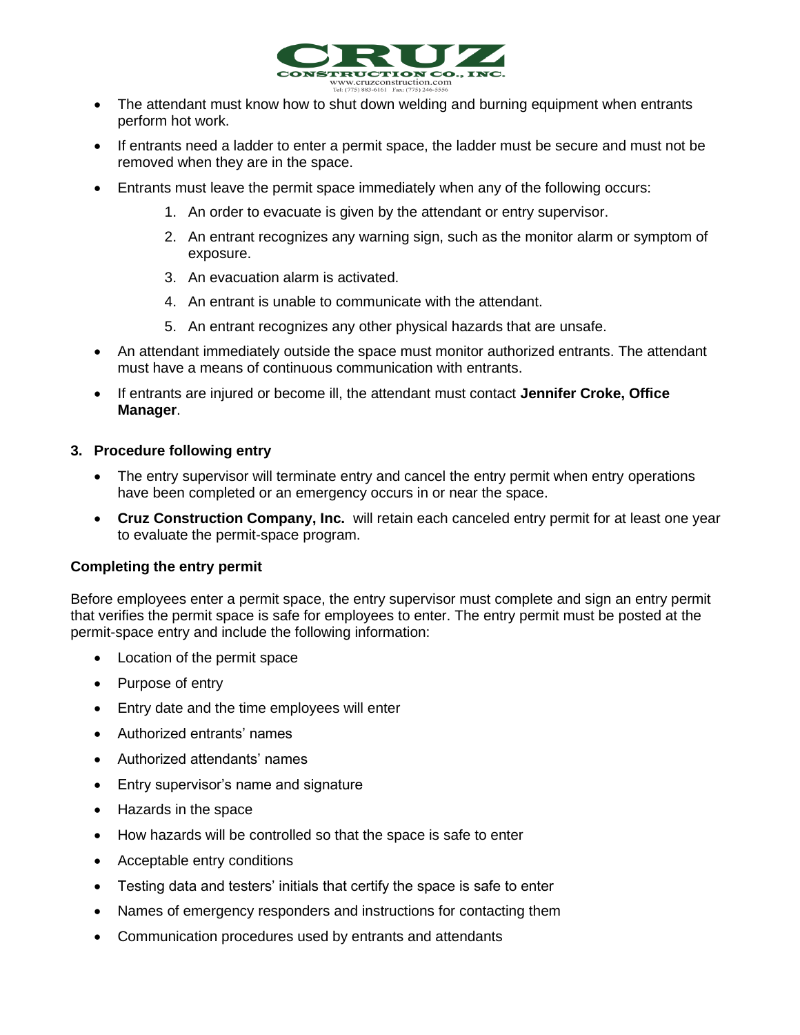- The attendant must know how to shut down welding and burning equipment when entrants perform hot work.
- If entrants need a ladder to enter a permit space, the ladder must be secure and must not be removed when they are in the space.
- Entrants must leave the permit space immediately when any of the following occurs:
    1. An order to evacuate is given by the attendant or entry supervisor.
    2. An entrant recognizes any warning sign, such as the monitor alarm or symptom of exposure.
    3. An evacuation alarm is activated.
    4. An entrant is unable to communicate with the attendant.
    5. An entrant recognizes any other physical hazards that are unsafe.
- An attendant immediately outside the space must monitor authorized entrants. The attendant must have a means of continuous communication with entrants.
- If entrants are injured or become ill, the attendant must contact **Jennifer Croke, Office Manager**.

### 3. Procedure following entry

- The entry supervisor will terminate entry and cancel the entry permit when entry operations have been completed or an emergency occurs in or near the space.
- **Cruz Construction Company, Inc.** will retain each canceled entry permit for at least one year to evaluate the permit-space program.

### Completing the entry permit

Before employees enter a permit space, the entry supervisor must complete and sign an entry permit that verifies the permit space is safe for employees to enter. The entry permit must be posted at the permit-space entry and include the following information:

- Location of the permit space
- Purpose of entry
- Entry date and the time employees will enter
- Authorized entrants' names
- Authorized attendants' names
- Entry supervisor's name and signature
- Hazards in the space
- How hazards will be controlled so that the space is safe to enter
- Acceptable entry conditions
- Testing data and testers' initials that certify the space is safe to enter
- Names of emergency responders and instructions for contacting them
- Communication procedures used by entrants and attendants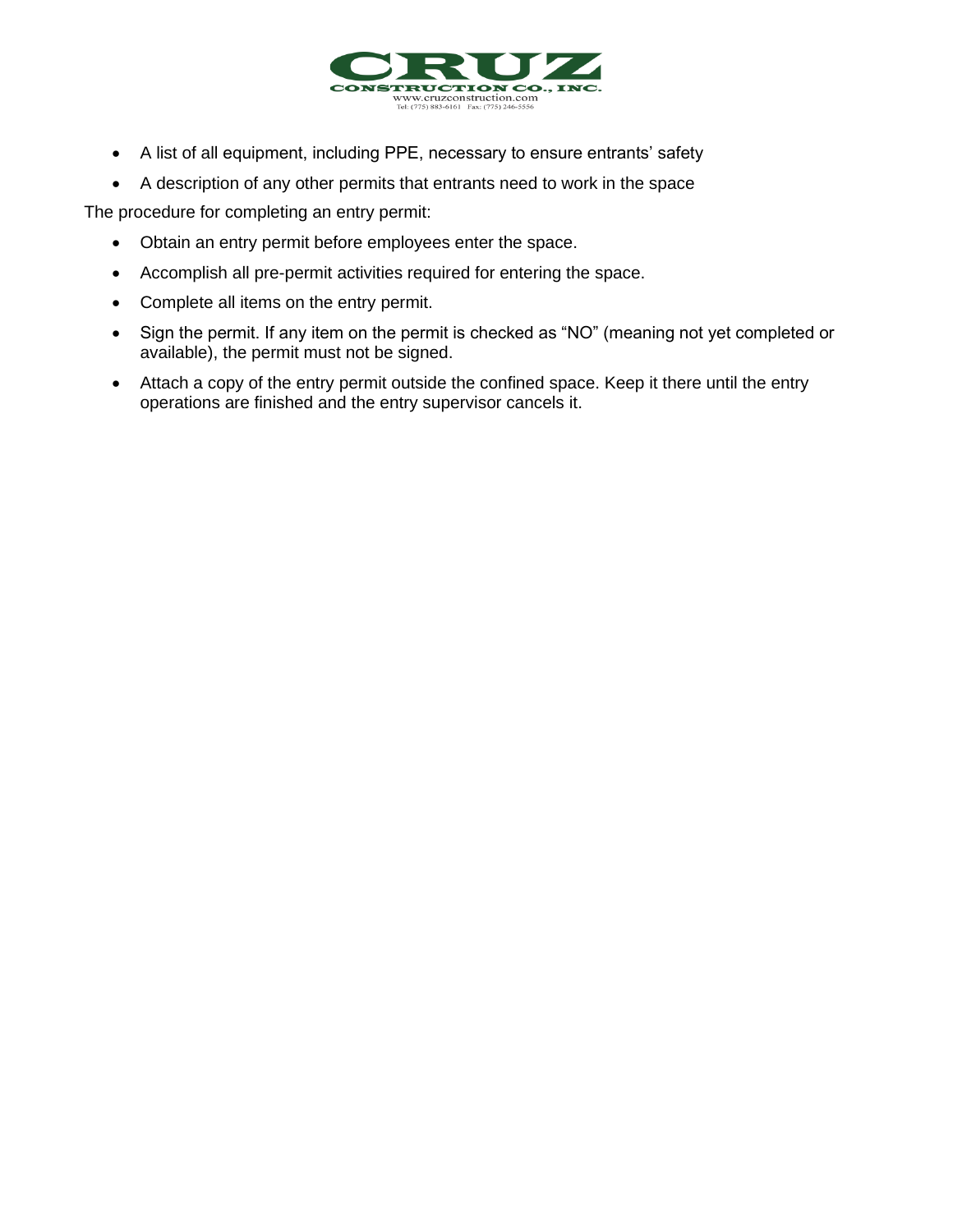- A list of all equipment, including PPE, necessary to ensure entrants' safety
- A description of any other permits that entrants need to work in the space

The procedure for completing an entry permit:

- Obtain an entry permit before employees enter the space.
- Accomplish all pre-permit activities required for entering the space.
- Complete all items on the entry permit.
- Sign the permit. If any item on the permit is checked as "NO" (meaning not yet completed or available), the permit must not be signed.
- Attach a copy of the entry permit outside the confined space. Keep it there until the entry operations are finished and the entry supervisor cancels it.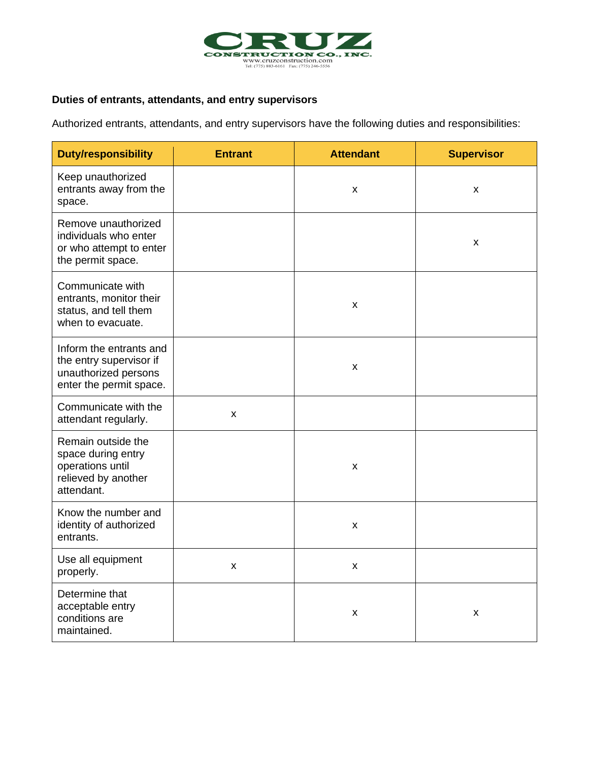### Duties of entrants, attendants, and entry supervisors

Authorized entrants, attendants, and entry supervisors have the following duties and responsibilities:

| Duty/responsibility | Entrant | Attendant | Supervisor |
|---|---|---|---|
| Keep unauthorized entrants away from the space. | | x | x |
| Remove unauthorized individuals who enter or who attempt to enter the permit space. | | | x |
| Communicate with entrants, monitor their status, and tell them when to evacuate. | | x | |
| Inform the entrants and the entry supervisor if unauthorized persons enter the permit space. | | x | |
| Communicate with the attendant regularly. | x | | |
| Remain outside the space during entry operations until relieved by another attendant. | | x | |
| Know the number and identity of authorized entrants. | | x | |
| Use all equipment properly. | x | x | |
| Determine that acceptable entry conditions are maintained. | | x | x |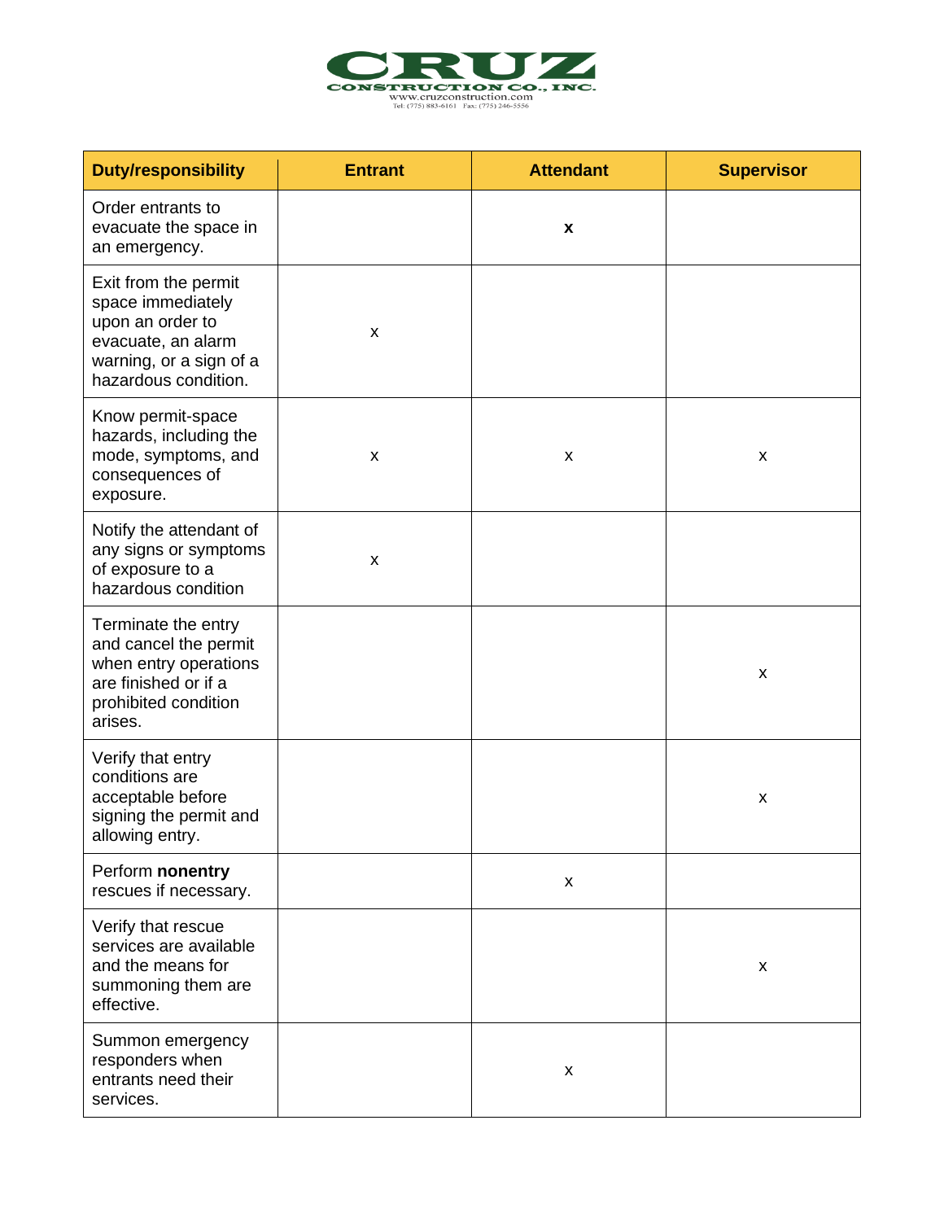| Duty/responsibility | Entrant | Attendant | Supervisor |
| --- | --- | --- | --- |
| Order entrants to evacuate the space in an emergency. | | **x** | |
| Exit from the permit space immediately upon an order to evacuate, an alarm warning, or a sign of a hazardous condition. | x | | |
| Know permit-space hazards, including the mode, symptoms, and consequences of exposure. | x | x | x |
| Notify the attendant of any signs or symptoms of exposure to a hazardous condition | x | | |
| Terminate the entry and cancel the permit when entry operations are finished or if a prohibited condition arises. | | | x |
| Verify that entry conditions are acceptable before signing the permit and allowing entry. | | | x |
| Perform **nonentry** rescues if necessary. | | x | |
| Verify that rescue services are available and the means for summoning them are effective. | | | x |
| Summon emergency responders when entrants need their services. | | x | |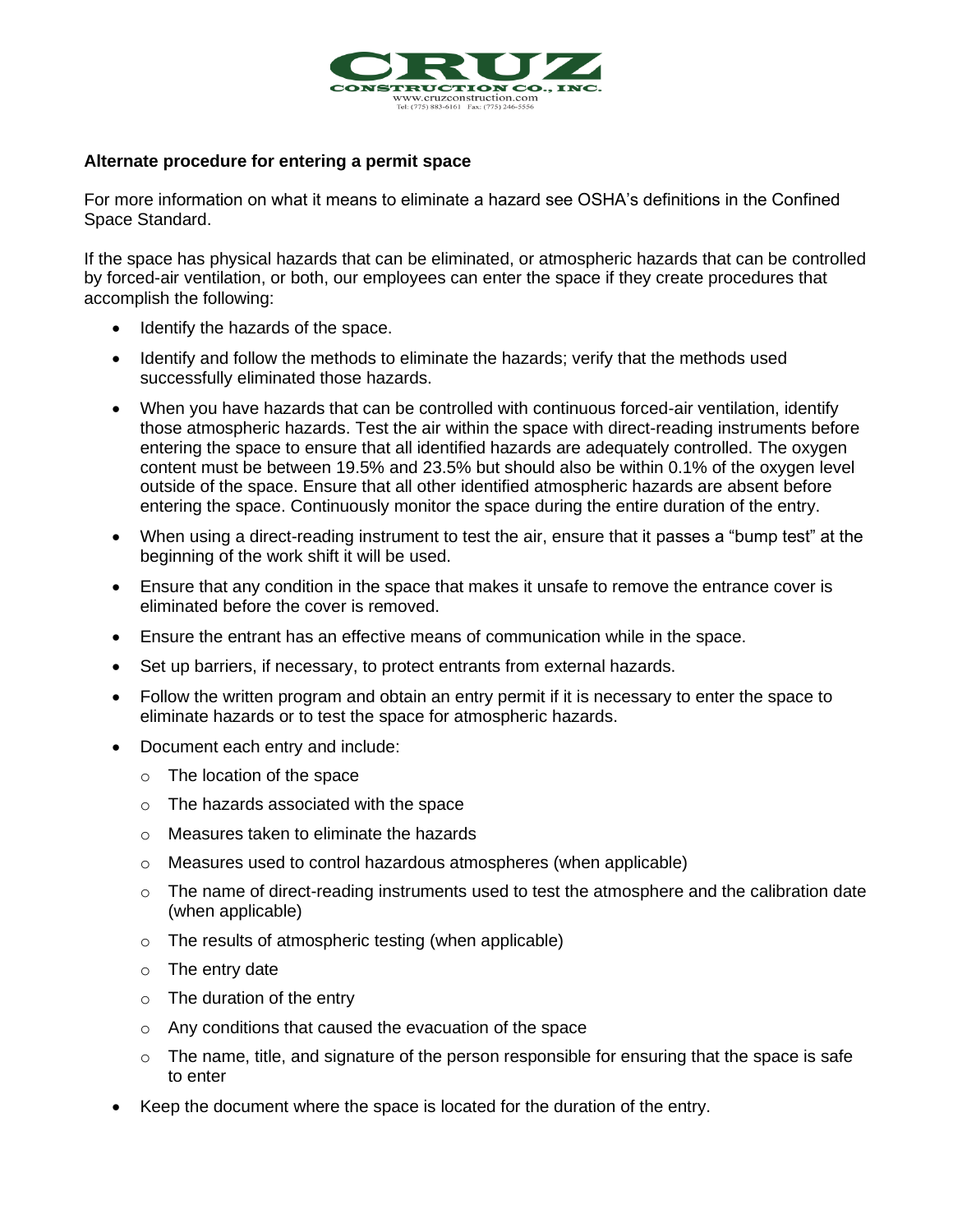**Alternate procedure for entering a permit space**

For more information on what it means to eliminate a hazard see OSHA's definitions in the Confined Space Standard.

If the space has physical hazards that can be eliminated, or atmospheric hazards that can be controlled by forced-air ventilation, or both, our employees can enter the space if they create procedures that accomplish the following:

- Identify the hazards of the space.
- Identify and follow the methods to eliminate the hazards; verify that the methods used successfully eliminated those hazards.
- When you have hazards that can be controlled with continuous forced-air ventilation, identify those atmospheric hazards. Test the air within the space with direct-reading instruments before entering the space to ensure that all identified hazards are adequately controlled. The oxygen content must be between 19.5% and 23.5% but should also be within 0.1% of the oxygen level outside of the space. Ensure that all other identified atmospheric hazards are absent before entering the space. Continuously monitor the space during the entire duration of the entry.
- When using a direct-reading instrument to test the air, ensure that it passes a "bump test" at the beginning of the work shift it will be used.
- Ensure that any condition in the space that makes it unsafe to remove the entrance cover is eliminated before the cover is removed.
- Ensure the entrant has an effective means of communication while in the space.
- Set up barriers, if necessary, to protect entrants from external hazards.
- Follow the written program and obtain an entry permit if it is necessary to enter the space to eliminate hazards or to test the space for atmospheric hazards.
- Document each entry and include:
  - The location of the space
  - The hazards associated with the space
  - Measures taken to eliminate the hazards
  - Measures used to control hazardous atmospheres (when applicable)
  - The name of direct-reading instruments used to test the atmosphere and the calibration date (when applicable)
  - The results of atmospheric testing (when applicable)
  - The entry date
  - The duration of the entry
  - Any conditions that caused the evacuation of the space
  - The name, title, and signature of the person responsible for ensuring that the space is safe to enter
- Keep the document where the space is located for the duration of the entry.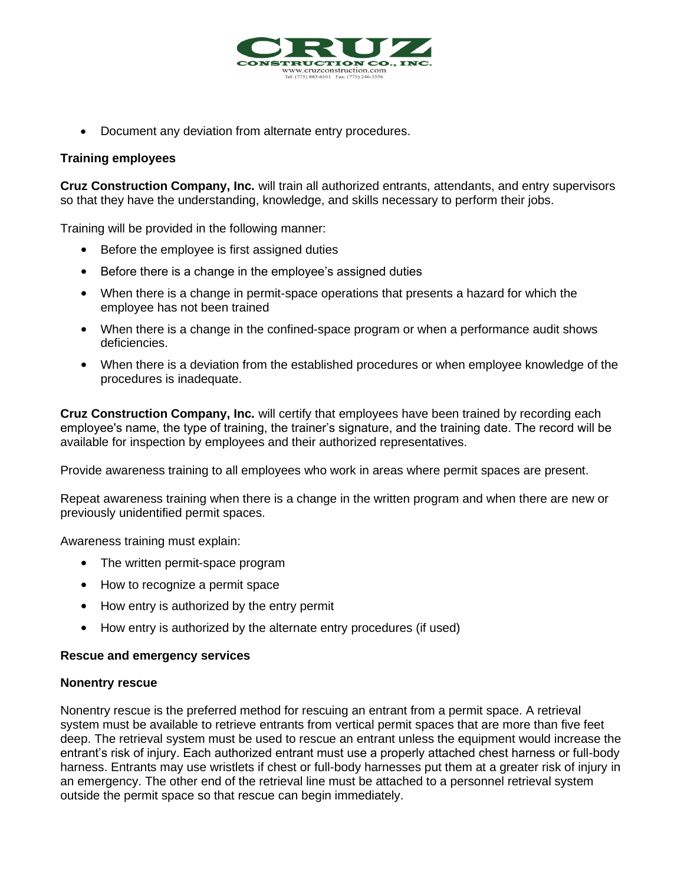- Document any deviation from alternate entry procedures.

**Training employees**

**Cruz Construction Company, Inc.** will train all authorized entrants, attendants, and entry supervisors so that they have the understanding, knowledge, and skills necessary to perform their jobs.

Training will be provided in the following manner:

- Before the employee is first assigned duties
- Before there is a change in the employee's assigned duties
- When there is a change in permit-space operations that presents a hazard for which the employee has not been trained
- When there is a change in the confined-space program or when a performance audit shows deficiencies.
- When there is a deviation from the established procedures or when employee knowledge of the procedures is inadequate.

**Cruz Construction Company, Inc.** will certify that employees have been trained by recording each employee's name, the type of training, the trainer's signature, and the training date. The record will be available for inspection by employees and their authorized representatives.

Provide awareness training to all employees who work in areas where permit spaces are present.

Repeat awareness training when there is a change in the written program and when there are new or previously unidentified permit spaces.

Awareness training must explain:

- The written permit-space program
- How to recognize a permit space
- How entry is authorized by the entry permit
- How entry is authorized by the alternate entry procedures (if used)

**Rescue and emergency services**

**Nonentry rescue**

Nonentry rescue is the preferred method for rescuing an entrant from a permit space. A retrieval system must be available to retrieve entrants from vertical permit spaces that are more than five feet deep. The retrieval system must be used to rescue an entrant unless the equipment would increase the entrant's risk of injury. Each authorized entrant must use a properly attached chest harness or full-body harness. Entrants may use wristlets if chest or full-body harnesses put them at a greater risk of injury in an emergency. The other end of the retrieval line must be attached to a personnel retrieval system outside the permit space so that rescue can begin immediately.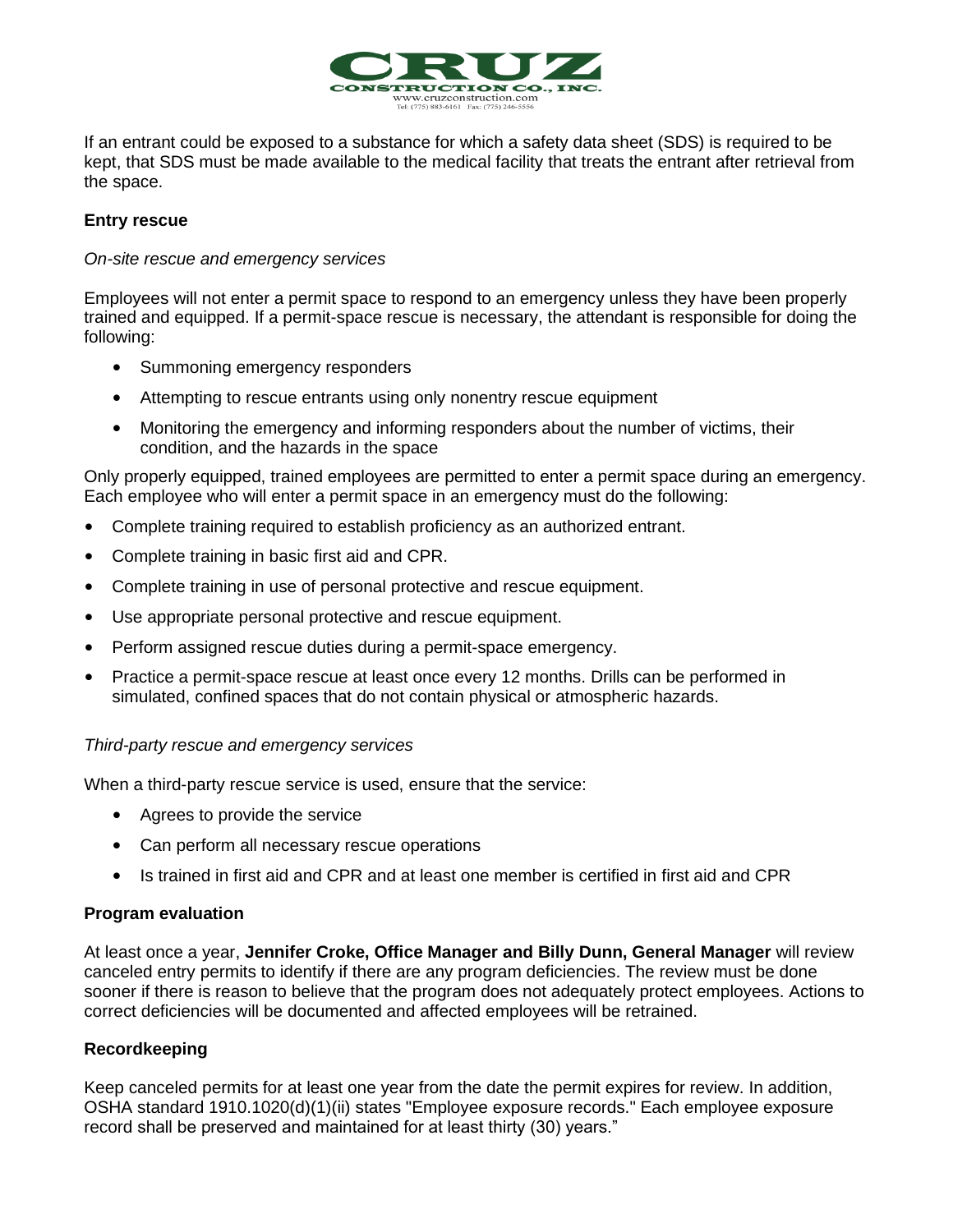If an entrant could be exposed to a substance for which a safety data sheet (SDS) is required to be kept, that SDS must be made available to the medical facility that treats the entrant after retrieval from the space.

**Entry rescue**

*On-site rescue and emergency services*

Employees will not enter a permit space to respond to an emergency unless they have been properly trained and equipped. If a permit-space rescue is necessary, the attendant is responsible for doing the following:

- Summoning emergency responders
- Attempting to rescue entrants using only nonentry rescue equipment
- Monitoring the emergency and informing responders about the number of victims, their condition, and the hazards in the space

Only properly equipped, trained employees are permitted to enter a permit space during an emergency. Each employee who will enter a permit space in an emergency must do the following:

- Complete training required to establish proficiency as an authorized entrant.
- Complete training in basic first aid and CPR.
- Complete training in use of personal protective and rescue equipment.
- Use appropriate personal protective and rescue equipment.
- Perform assigned rescue duties during a permit-space emergency.
- Practice a permit-space rescue at least once every 12 months. Drills can be performed in simulated, confined spaces that do not contain physical or atmospheric hazards.

*Third-party rescue and emergency services*

When a third-party rescue service is used, ensure that the service:

- Agrees to provide the service
- Can perform all necessary rescue operations
- Is trained in first aid and CPR and at least one member is certified in first aid and CPR

**Program evaluation**

At least once a year, **Jennifer Croke, Office Manager and Billy Dunn, General Manager** will review canceled entry permits to identify if there are any program deficiencies. The review must be done sooner if there is reason to believe that the program does not adequately protect employees. Actions to correct deficiencies will be documented and affected employees will be retrained.

**Recordkeeping**

Keep canceled permits for at least one year from the date the permit expires for review. In addition, OSHA standard 1910.1020(d)(1)(ii) states "Employee exposure records." Each employee exposure record shall be preserved and maintained for at least thirty (30) years."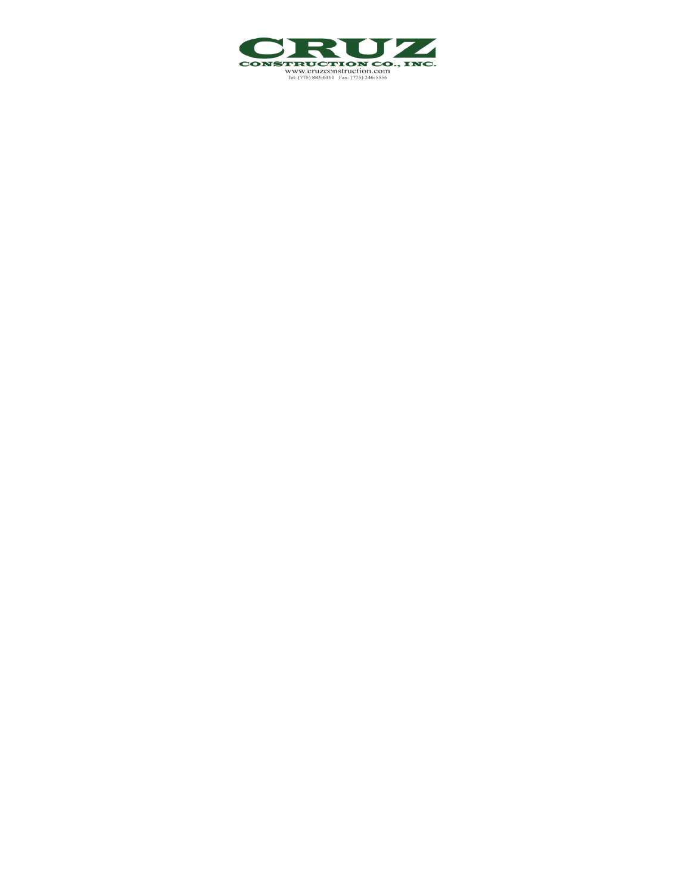# CRUZ

**CONSTRUCTION CO., INC.**

www.cruzconstruction.com

Tel: (775) 883-6161 Fax: (775) 246-5556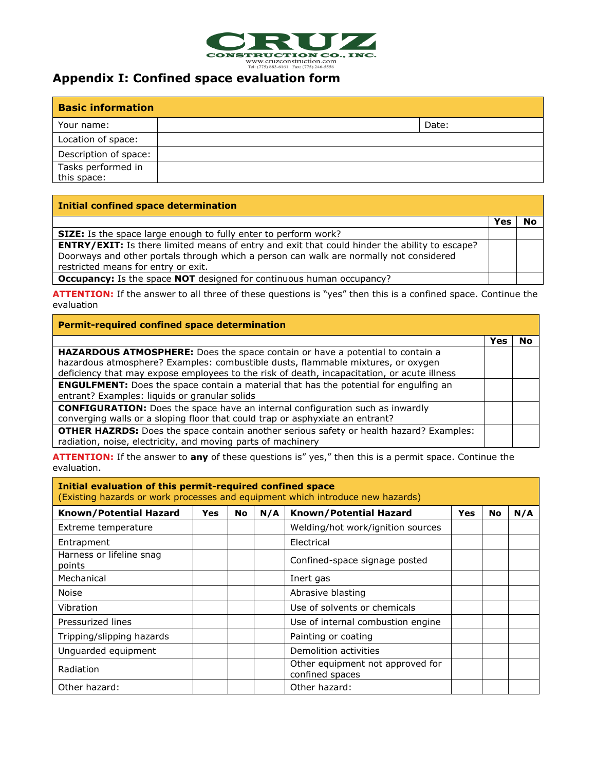CRUZ CONSTRUCTION CO., INC.
www.cruzconstruction.com
Tel: (775) 883-6161 Fax: (775) 246-5556

# Appendix I: Confined space evaluation form

| **Basic information** | | | |
|---|---|---|---|
| Your name: | | Date: | |
| Location of space: | | | |
| Description of space: | | | |
| Tasks performed in this space: | | | |

| **Initial confined space determination** | | |
|---|---|---|
| | **Yes** | **No** |
| **SIZE:** Is the space large enough to fully enter to perform work? | | |
| **ENTRY/EXIT:** Is there limited means of entry and exit that could hinder the ability to escape? Doorways and other portals through which a person can walk are normally not considered restricted means for entry or exit. | | |
| **Occupancy:** Is the space **NOT** designed for continuous human occupancy? | | |

**ATTENTION:** If the answer to all three of these questions is "yes" then this is a confined space. Continue the evaluation

| **Permit-required confined space determination** | | |
|---|---|---|
| | **Yes** | **No** |
| **HAZARDOUS ATMOSPHERE:** Does the space contain or have a potential to contain a hazardous atmosphere? Examples: combustible dusts, flammable mixtures, or oxygen deficiency that may expose employees to the risk of death, incapacitation, or acute illness | | |
| **ENGULFMENT:** Does the space contain a material that has the potential for engulfing an entrant? Examples: liquids or granular solids | | |
| **CONFIGURATION:** Does the space have an internal configuration such as inwardly converging walls or a sloping floor that could trap or asphyxiate an entrant? | | |
| **OTHER HAZRDS:** Does the space contain another serious safety or health hazard? Examples: radiation, noise, electricity, and moving parts of machinery | | |

**ATTENTION:** If the answer to **any** of these questions is" yes," then this is a permit space. Continue the evaluation.

| **Initial evaluation of this permit-required confined space** (Existing hazards or work processes and equipment which introduce new hazards) | | | | | | | |
|---|---|---|---|---|---|---|---|
| **Known/Potential Hazard** | **Yes** | **No** | **N/A** | **Known/Potential Hazard** | **Yes** | **No** | **N/A** |
| Extreme temperature | | | | Welding/hot work/ignition sources | | | |
| Entrapment | | | | Electrical | | | |
| Harness or lifeline snag points | | | | Confined-space signage posted | | | |
| Mechanical | | | | Inert gas | | | |
| Noise | | | | Abrasive blasting | | | |
| Vibration | | | | Use of solvents or chemicals | | | |
| Pressurized lines | | | | Use of internal combustion engine | | | |
| Tripping/slipping hazards | | | | Painting or coating | | | |
| Unguarded equipment | | | | Demolition activities | | | |
| Radiation | | | | Other equipment not approved for confined spaces | | | |
| Other hazard: | | | | Other hazard: | | | |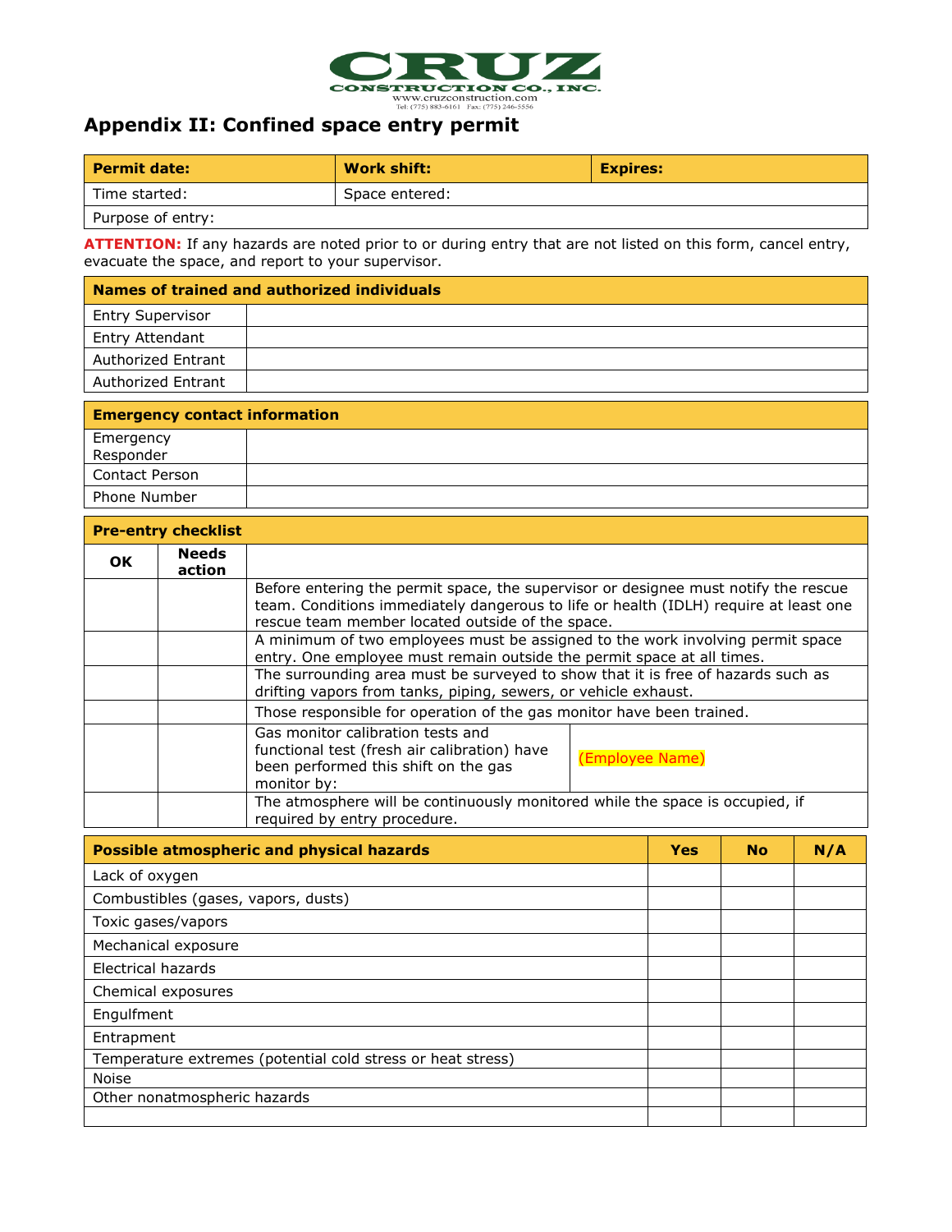CRUZ CONSTRUCTION CO., INC.
www.cruzconstruction.com
Tel: (775) 883-6161 Fax: (775) 246-5556

# Appendix II: Confined space entry permit

| **Permit date:** | **Work shift:** | **Expires:** |
|---|---|---|
| Time started: | Space entered: | |
| Purpose of entry: | | |

**ATTENTION:** If any hazards are noted prior to or during entry that are not listed on this form, cancel entry, evacuate the space, and report to your supervisor.

| **Names of trained and authorized individuals** | |
|---|---|
| Entry Supervisor | |
| Entry Attendant | |
| Authorized Entrant | |
| Authorized Entrant | |

| **Emergency contact information** | |
|---|---|
| Emergency Responder | |
| Contact Person | |
| Phone Number | |

| **Pre-entry checklist** | | | |
|---|---|---|---|
| **OK** | **Needs action** | | |
| | | Before entering the permit space, the supervisor or designee must notify the rescue team. Conditions immediately dangerous to life or health (IDLH) require at least one rescue team member located outside of the space. | |
| | | A minimum of two employees must be assigned to the work involving permit space entry. One employee must remain outside the permit space at all times. | |
| | | The surrounding area must be surveyed to show that it is free of hazards such as drifting vapors from tanks, piping, sewers, or vehicle exhaust. | |
| | | Those responsible for operation of the gas monitor have been trained. | |
| | | Gas monitor calibration tests and functional test (fresh air calibration) have been performed this shift on the gas monitor by: | (Employee Name) |
| | | The atmosphere will be continuously monitored while the space is occupied, if required by entry procedure. | |

| **Possible atmospheric and physical hazards** | **Yes** | **No** | **N/A** |
|---|---|---|---|
| Lack of oxygen | | | |
| Combustibles (gases, vapors, dusts) | | | |
| Toxic gases/vapors | | | |
| Mechanical exposure | | | |
| Electrical hazards | | | |
| Chemical exposures | | | |
| Engulfment | | | |
| Entrapment | | | |
| Temperature extremes (potential cold stress or heat stress) | | | |
| Noise | | | |
| Other nonatmospheric hazards | | | |
| | | | |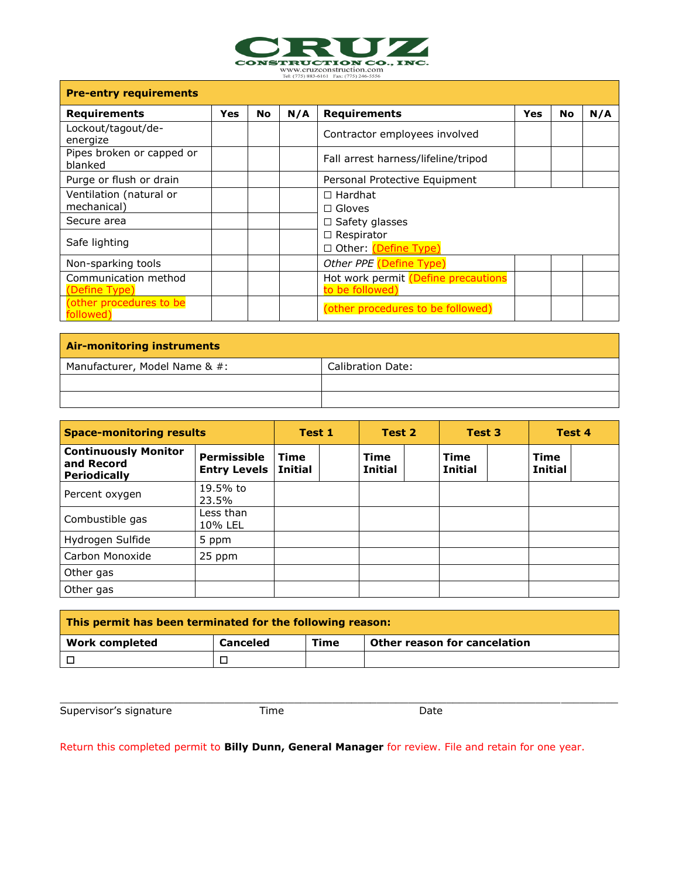CRUZ CONSTRUCTION CO., INC.
www.cruzconstruction.com
Tel: (775) 883-6161 Fax: (775) 246-5556

| **Pre-entry requirements** | | | | | | | |
|---|---|---|---|---|---|---|---|
| **Requirements** | **Yes** | **No** | **N/A** | **Requirements** | **Yes** | **No** | **N/A** |
| Lockout/tagout/de-energize | | | | Contractor employees involved | | | |
| Pipes broken or capped or blanked | | | | Fall arrest harness/lifeline/tripod | | | |
| Purge or flush or drain | | | | Personal Protective Equipment | | | |
| Ventilation (natural or mechanical) | | | | ☐ Hardhat<br>☐ Gloves<br>☐ Safety glasses<br>☐ Respirator<br>☐ Other: (Define Type) | | | |
| Secure area | | | | | | | |
| Safe lighting | | | | | | | |
| Non-sparking tools | | | | *Other PPE* (Define Type) | | | |
| Communication method (Define Type) | | | | Hot work permit (Define precautions to be followed) | | | |
| (other procedures to be followed) | | | | (other procedures to be followed) | | | |

| **Air-monitoring instruments** | |
|---|---|
| Manufacturer, Model Name & #: | Calibration Date: |
| | |
| | |

| **Space-monitoring results** | | **Test 1** | | **Test 2** | | **Test 3** | | **Test 4** | |
|---|---|---|---|---|---|---|---|---|---|
| **Continuously Monitor and Record Periodically** | **Permissible Entry Levels** | **Time Initial** | | **Time Initial** | | **Time Initial** | | **Time Initial** | |
| Percent oxygen | 19.5% to 23.5% | | | | | | | | |
| Combustible gas | Less than 10% LEL | | | | | | | | |
| Hydrogen Sulfide | 5 ppm | | | | | | | | |
| Carbon Monoxide | 25 ppm | | | | | | | | |
| Other gas | | | | | | | | | |
| Other gas | | | | | | | | | |

| **This permit has been terminated for the following reason:** | | | |
|---|---|---|---|
| **Work completed** | **Canceled** | **Time** | **Other reason for cancelation** |
| ☐ | ☐ | | |

_______________________________________________________________________________

Supervisor's signature Time Date

Return this completed permit to **Billy Dunn, General Manager** for review. File and retain for one year.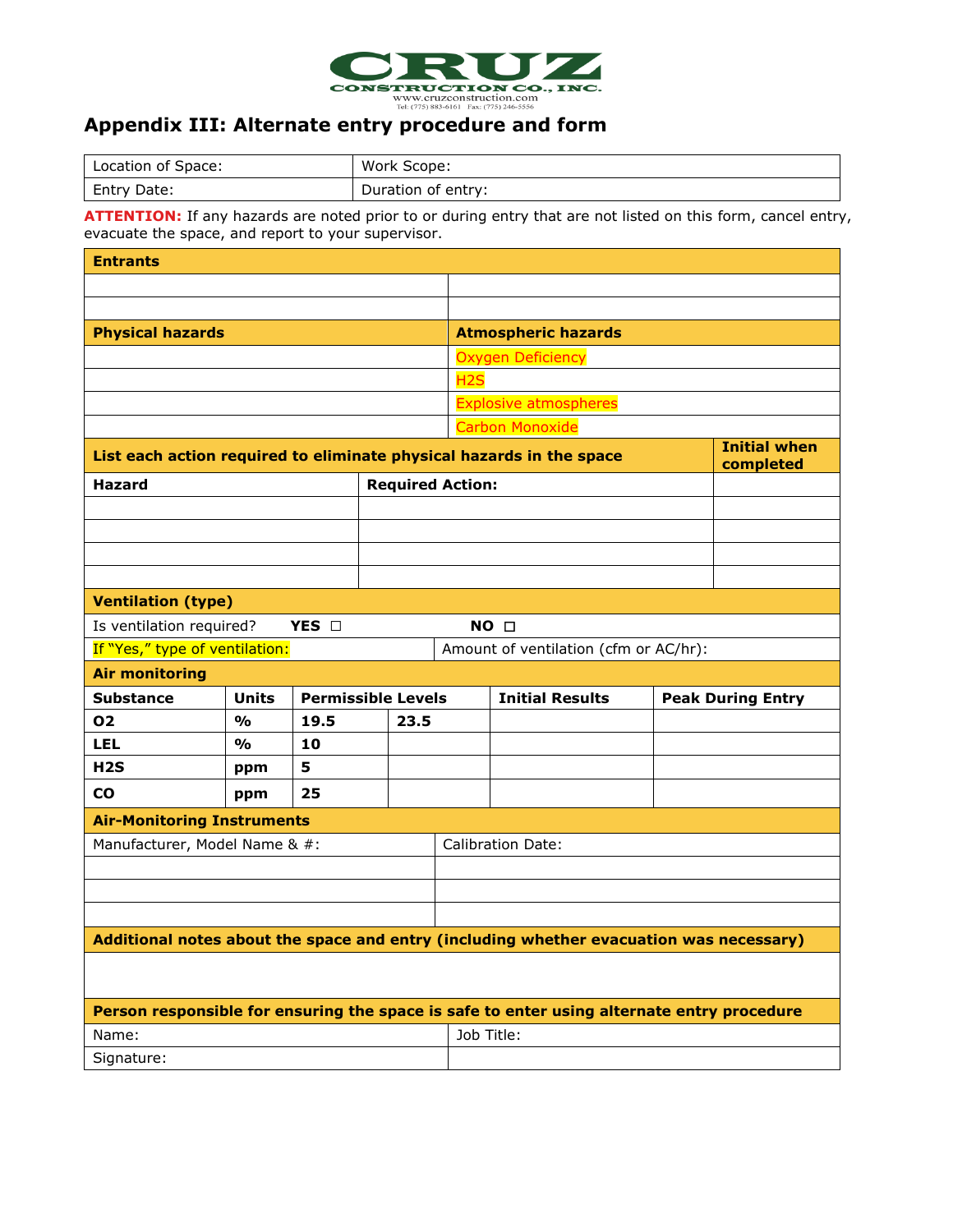CRUZ CONSTRUCTION CO., INC.
www.cruzconstruction.com
Tel: (775) 883-6161 Fax: (775) 246-5556

## Appendix III: Alternate entry procedure and form

| | |
|---|---|
| Location of Space: | Work Scope: |
| Entry Date: | Duration of entry: |

**ATTENTION:** If any hazards are noted prior to or during entry that are not listed on this form, cancel entry, evacuate the space, and report to your supervisor.

| **Entrants** | |
|---|---|
| | |
| | |
| **Physical hazards** | **Atmospheric hazards** |
| | Oxygen Deficiency |
| | H2S |
| | Explosive atmospheres |
| | Carbon Monoxide |

| **List each action required to eliminate physical hazards in the space** | | **Initial when completed** |
|---|---|---|
| **Hazard** | **Required Action:** | |
| | | |
| | | |
| | | |
| | | |

**Ventilation (type)**

| | |
|---|---|
| Is ventilation required? **YES** ☐ **NO** ☐ | |
| If "Yes," type of ventilation: | Amount of ventilation (cfm or AC/hr): |

**Air monitoring**

| **Substance** | **Units** | **Permissible Levels** | | **Initial Results** | **Peak During Entry** |
|---|---|---|---|---|---|
| **O2** | **%** | **19.5** | **23.5** | | |
| **LEL** | **%** | **10** | | | |
| **H2S** | **ppm** | **5** | | | |
| **CO** | **ppm** | **25** | | | |

**Air-Monitoring Instruments**

| Manufacturer, Model Name & #: | Calibration Date: |
|---|---|
| | |
| | |
| | |

**Additional notes about the space and entry (including whether evacuation was necessary)**

**Person responsible for ensuring the space is safe to enter using alternate entry procedure**

| | |
|---|---|
| Name: | Job Title: |
| Signature: | |